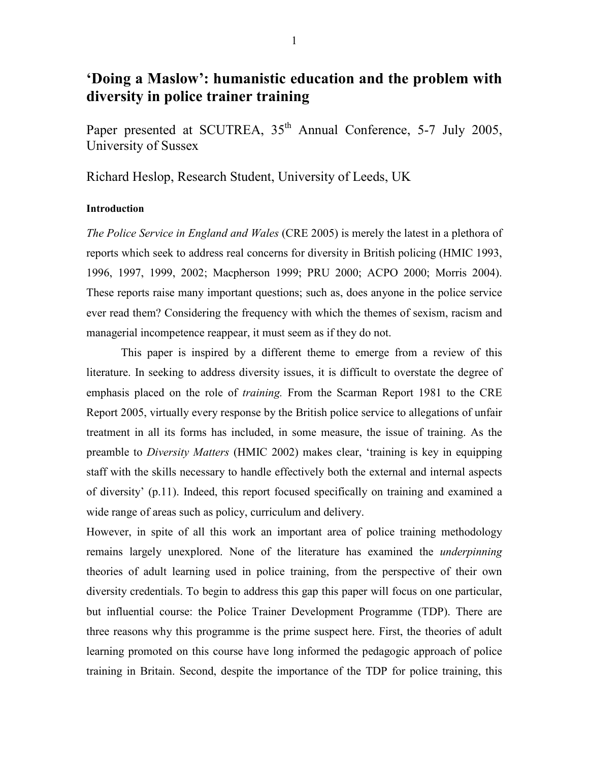# 'Doing a Maslow': humanistic education and the problem with diversity in police trainer training

Paper presented at SCUTREA, 35th Annual Conference, 5-7 July 2005, University of Sussex

Richard Heslop, Research Student, University of Leeds, UK

### Introduction

*The Police Service in England and Wales* (CRE 2005) is merely the latest in a plethora of reports which seek to address real concerns for diversity in British policing (HMIC 1993, 1996, 1997, 1999, 2002; Macpherson 1999; PRU 2000; ACPO 2000; Morris 2004). These reports raise many important questions; such as, does anyone in the police service ever read them? Considering the frequency with which the themes of sexism, racism and managerial incompetence reappear, it must seem as if they do not.

This paper is inspired by a different theme to emerge from a review of this literature. In seeking to address diversity issues, it is difficult to overstate the degree of emphasis placed on the role of *training.* From the Scarman Report 1981 to the CRE Report 2005, virtually every response by the British police service to allegations of unfair treatment in all its forms has included, in some measure, the issue of training. As the preamble to *Diversity Matters* (HMIC 2002) makes clear, 'training is key in equipping staff with the skills necessary to handle effectively both the external and internal aspects of diversity' (p.11). Indeed, this report focused specifically on training and examined a wide range of areas such as policy, curriculum and delivery.

However, in spite of all this work an important area of police training methodology remains largely unexplored. None of the literature has examined the *underpinning* theories of adult learning used in police training, from the perspective of their own diversity credentials. To begin to address this gap this paper will focus on one particular, but influential course: the Police Trainer Development Programme (TDP). There are three reasons why this programme is the prime suspect here. First, the theories of adult learning promoted on this course have long informed the pedagogic approach of police training in Britain. Second, despite the importance of the TDP for police training, this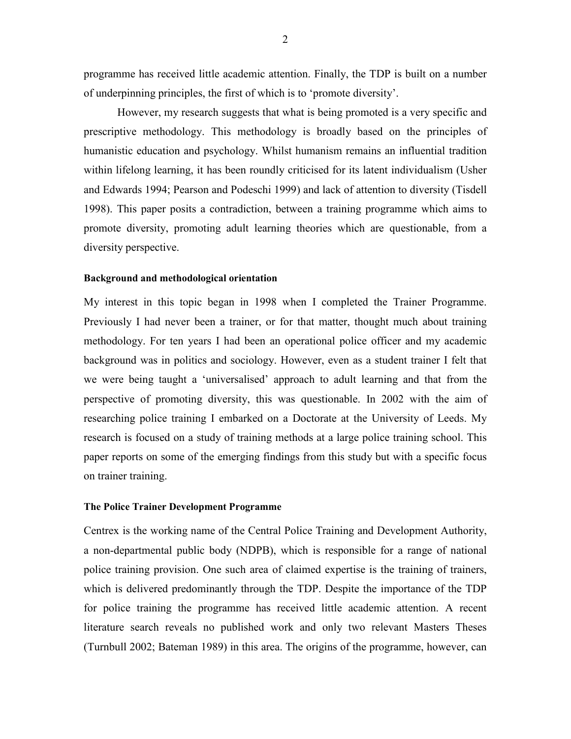programme has received little academic attention. Finally, the TDP is built on a number of underpinning principles, the first of which is to 'promote diversity'.

However, my research suggests that what is being promoted is a very specific and prescriptive methodology. This methodology is broadly based on the principles of humanistic education and psychology. Whilst humanism remains an influential tradition within lifelong learning, it has been roundly criticised for its latent individualism (Usher and Edwards 1994; Pearson and Podeschi 1999) and lack of attention to diversity (Tisdell 1998). This paper posits a contradiction, between a training programme which aims to promote diversity, promoting adult learning theories which are questionable, from a diversity perspective.

### Background and methodological orientation

My interest in this topic began in 1998 when I completed the Trainer Programme. Previously I had never been a trainer, or for that matter, thought much about training methodology. For ten years I had been an operational police officer and my academic background was in politics and sociology. However, even as a student trainer I felt that we were being taught a 'universalised' approach to adult learning and that from the perspective of promoting diversity, this was questionable. In 2002 with the aim of researching police training I embarked on a Doctorate at the University of Leeds. My research is focused on a study of training methods at a large police training school. This paper reports on some of the emerging findings from this study but with a specific focus on trainer training.

### The Police Trainer Development Programme

Centrex is the working name of the Central Police Training and Development Authority, a non-departmental public body (NDPB), which is responsible for a range of national police training provision. One such area of claimed expertise is the training of trainers, which is delivered predominantly through the TDP. Despite the importance of the TDP for police training the programme has received little academic attention. A recent literature search reveals no published work and only two relevant Masters Theses (Turnbull 2002; Bateman 1989) in this area. The origins of the programme, however, can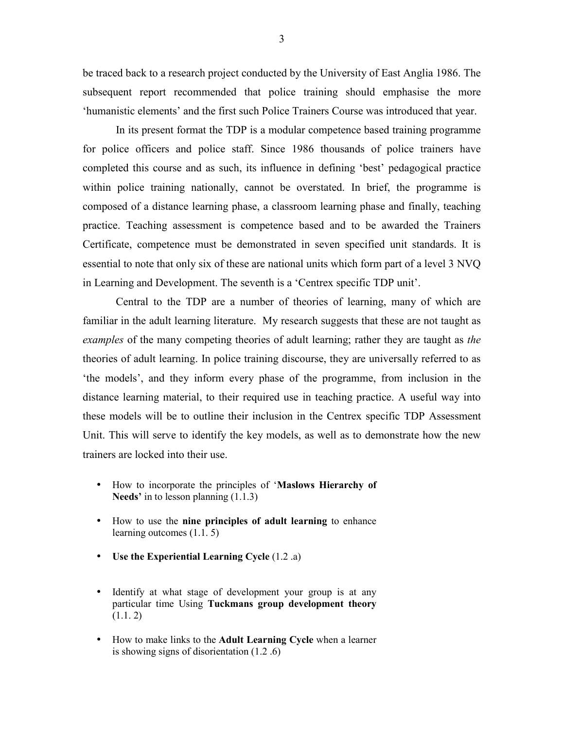be traced back to a research project conducted by the University of East Anglia 1986. The subsequent report recommended that police training should emphasise the more 'humanistic elements' and the first such Police Trainers Course was introduced that year.

In its present format the TDP is a modular competence based training programme for police officers and police staff. Since 1986 thousands of police trainers have completed this course and as such, its influence in defining 'best' pedagogical practice within police training nationally, cannot be overstated. In brief, the programme is composed of a distance learning phase, a classroom learning phase and finally, teaching practice. Teaching assessment is competence based and to be awarded the Trainers Certificate, competence must be demonstrated in seven specified unit standards. It is essential to note that only six of these are national units which form part of a level 3 NVQ in Learning and Development. The seventh is a 'Centrex specific TDP unit'.

Central to the TDP are a number of theories of learning, many of which are familiar in the adult learning literature. My research suggests that these are not taught as *examples* of the many competing theories of adult learning; rather they are taught as *the* theories of adult learning. In police training discourse, they are universally referred to as 'the models', and they inform every phase of the programme, from inclusion in the distance learning material, to their required use in teaching practice. A useful way into these models will be to outline their inclusion in the Centrex specific TDP Assessment Unit. This will serve to identify the key models, as well as to demonstrate how the new trainers are locked into their use.

- How to incorporate the principles of '**Maslows Hierarchy of Needs'** in to lesson planning (1.1.3)
- How to use the **nine principles of adult learning** to enhance learning outcomes (1.1. 5)
- **Use the Experiential Learning Cycle** (1.2 .a)
- Identify at what stage of development your group is at any particular time Using **Tuckmans group development theory** (1.1. 2)
- How to make links to the **Adult Learning Cycle** when a learner is showing signs of disorientation (1.2 .6)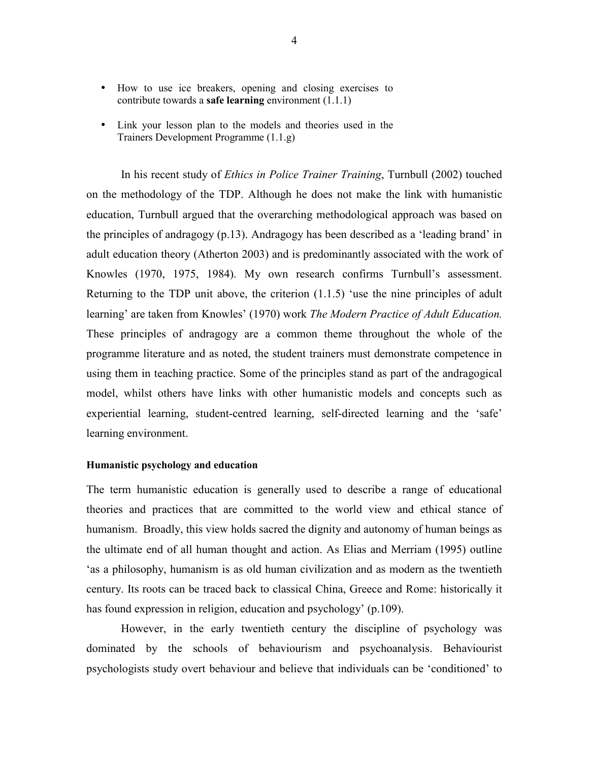- How to use ice breakers, opening and closing exercises to contribute towards a **safe learning** environment (1.1.1)
- Link your lesson plan to the models and theories used in the Trainers Development Programme (1.1.g)

In his recent study of *Ethics in Police Trainer Training*, Turnbull (2002) touched on the methodology of the TDP. Although he does not make the link with humanistic education, Turnbull argued that the overarching methodological approach was based on the principles of andragogy (p.13). Andragogy has been described as a 'leading brand' in adult education theory (Atherton 2003) and is predominantly associated with the work of Knowles (1970, 1975, 1984). My own research confirms Turnbull's assessment. Returning to the TDP unit above, the criterion (1.1.5) 'use the nine principles of adult learning' are taken from Knowles' (1970) work *The Modern Practice of Adult Education.* These principles of andragogy are a common theme throughout the whole of the programme literature and as noted, the student trainers must demonstrate competence in using them in teaching practice. Some of the principles stand as part of the andragogical model, whilst others have links with other humanistic models and concepts such as experiential learning, student-centred learning, self-directed learning and the 'safe' learning environment.

**Humanistic psychology and education**

The term humanistic education is generally used to describe a range of educational theories and practices that are committed to the world view and ethical stance of humanism. Broadly, this view holds sacred the dignity and autonomy of human beings as the ultimate end of all human thought and action. As Elias and Merriam (1995) outline 'as a philosophy, humanism is as old human civilization and as modern as the twentieth century. Its roots can be traced back to classical China, Greece and Rome: historically it has found expression in religion, education and psychology' (p.109).

However, in the early twentieth century the discipline of psychology was dominated by the schools of behaviourism and psychoanalysis. Behaviourist psychologists study overt behaviour and believe that individuals can be 'conditioned' to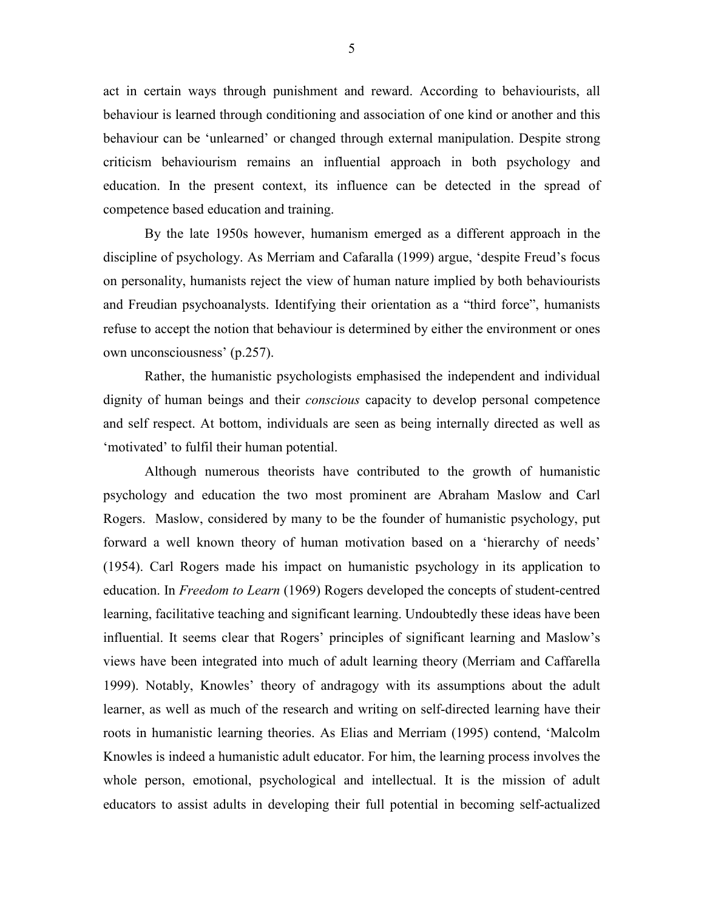act in certain ways through punishment and reward. According to behaviourists, all behaviour is learned through conditioning and association of one kind or another and this behaviour can be 'unlearned' or changed through external manipulation. Despite strong criticism behaviourism remains an influential approach in both psychology and education. In the present context, its influence can be detected in the spread of competence based education and training.

By the late 1950s however, humanism emerged as a different approach in the discipline of psychology. As Merriam and Cafaralla (1999) argue, 'despite Freud's focus on personality, humanists reject the view of human nature implied by both behaviourists and Freudian psychoanalysts. Identifying their orientation as a "third force", humanists refuse to accept the notion that behaviour is determined by either the environment or ones own unconsciousness' (p.257).

Rather, the humanistic psychologists emphasised the independent and individual dignity of human beings and their *conscious* capacity to develop personal competence and self respect. At bottom, individuals are seen as being internally directed as well as 'motivated' to fulfil their human potential.

Although numerous theorists have contributed to the growth of humanistic psychology and education the two most prominent are Abraham Maslow and Carl Rogers. Maslow, considered by many to be the founder of humanistic psychology, put forward a well known theory of human motivation based on a 'hierarchy of needs' (1954). Carl Rogers made his impact on humanistic psychology in its application to education. In *Freedom to Learn* (1969) Rogers developed the concepts of student-centred learning, facilitative teaching and significant learning. Undoubtedly these ideas have been influential. It seems clear that Rogers' principles of significant learning and Maslow's views have been integrated into much of adult learning theory (Merriam and Caffarella 1999). Notably, Knowles' theory of andragogy with its assumptions about the adult learner, as well as much of the research and writing on self-directed learning have their roots in humanistic learning theories. As Elias and Merriam (1995) contend, 'Malcolm Knowles is indeed a humanistic adult educator. For him, the learning process involves the whole person, emotional, psychological and intellectual. It is the mission of adult educators to assist adults in developing their full potential in becoming self-actualized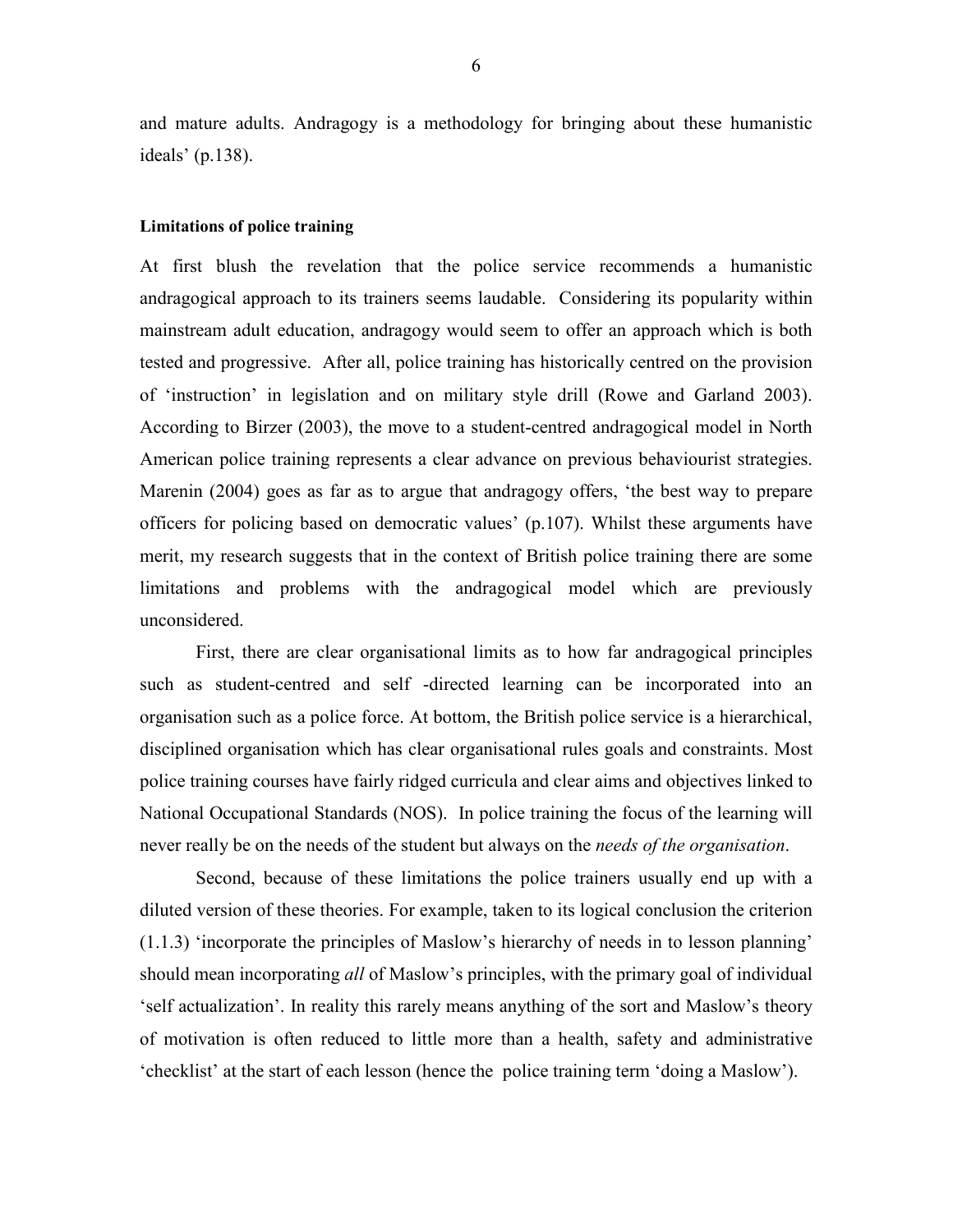and mature adults. Andragogy is a methodology for bringing about these humanistic ideals' (p.138).

**Limitations of police training**

At first blush the revelation that the police service recommends a humanistic andragogical approach to its trainers seems laudable. Considering its popularity within mainstream adult education, andragogy would seem to offer an approach which is both tested and progressive. After all, police training has historically centred on the provision of 'instruction' in legislation and on military style drill (Rowe and Garland 2003). According to Birzer (2003), the move to a student-centred andragogical model in North American police training represents a clear advance on previous behaviourist strategies. Marenin (2004) goes as far as to argue that andragogy offers, 'the best way to prepare officers for policing based on democratic values' (p.107). Whilst these arguments have merit, my research suggests that in the context of British police training there are some limitations and problems with the andragogical model which are previously unconsidered.

First, there are clear organisational limits as to how far andragogical principles such as student-centred and self -directed learning can be incorporated into an organisation such as a police force. At bottom, the British police service is a hierarchical, disciplined organisation which has clear organisational rules goals and constraints. Most police training courses have fairly ridged curricula and clear aims and objectives linked to National Occupational Standards (NOS). In police training the focus of the learning will never really be on the needs of the student but always on the *needs of the organisation*.

Second, because of these limitations the police trainers usually end up with a diluted version of these theories. For example, taken to its logical conclusion the criterion (1.1.3) 'incorporate the principles of Maslow's hierarchy of needs in to lesson planning' should mean incorporating *all* of Maslow's principles, with the primary goal of individual 'self actualization'. In reality this rarely means anything of the sort and Maslow's theory of motivation is often reduced to little more than a health, safety and administrative 'checklist' at the start of each lesson (hence the police training term 'doing a Maslow').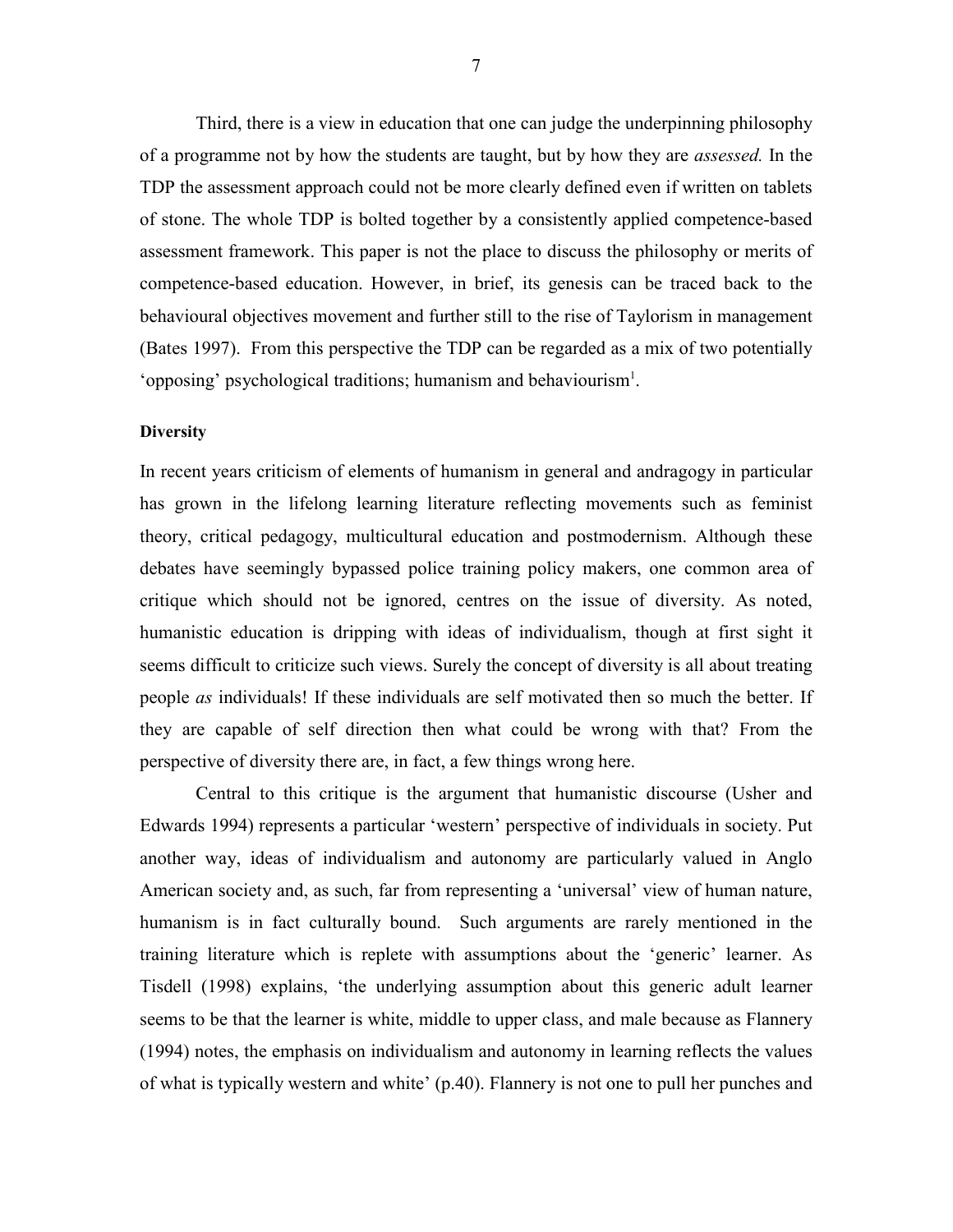Third, there is a view in education that one can judge the underpinning philosophy of a programme not by how the students are taught, but by how they are *assessed.* In the TDP the assessment approach could not be more clearly defined even if written on tablets of stone. The whole TDP is bolted together by a consistently applied competence-based assessment framework. This paper is not the place to discuss the philosophy or merits of competence-based education. However, in brief, its genesis can be traced back to the behavioural objectives movement and further still to the rise of Taylorism in management (Bates 1997). From this perspective the TDP can be regarded as a mix of two potentially 'opposing' psychological traditions; humanism and behaviourism[1].

**Diversity**

In recent years criticism of elements of humanism in general and andragogy in particular has grown in the lifelong learning literature reflecting movements such as feminist theory, critical pedagogy, multicultural education and postmodernism. Although these debates have seemingly bypassed police training policy makers, one common area of critique which should not be ignored, centres on the issue of diversity. As noted, humanistic education is dripping with ideas of individualism, though at first sight it seems difficult to criticize such views. Surely the concept of diversity is all about treating people *as* individuals! If these individuals are self motivated then so much the better. If they are capable of self direction then what could be wrong with that? From the perspective of diversity there are, in fact, a few things wrong here.

Central to this critique is the argument that humanistic discourse (Usher and Edwards 1994) represents a particular 'western' perspective of individuals in society. Put another way, ideas of individualism and autonomy are particularly valued in Anglo American society and, as such, far from representing a 'universal' view of human nature, humanism is in fact culturally bound. Such arguments are rarely mentioned in the training literature which is replete with assumptions about the 'generic' learner. As Tisdell (1998) explains, 'the underlying assumption about this generic adult learner seems to be that the learner is white, middle to upper class, and male because as Flannery (1994) notes, the emphasis on individualism and autonomy in learning reflects the values of what is typically western and white' (p.40). Flannery is not one to pull her punches and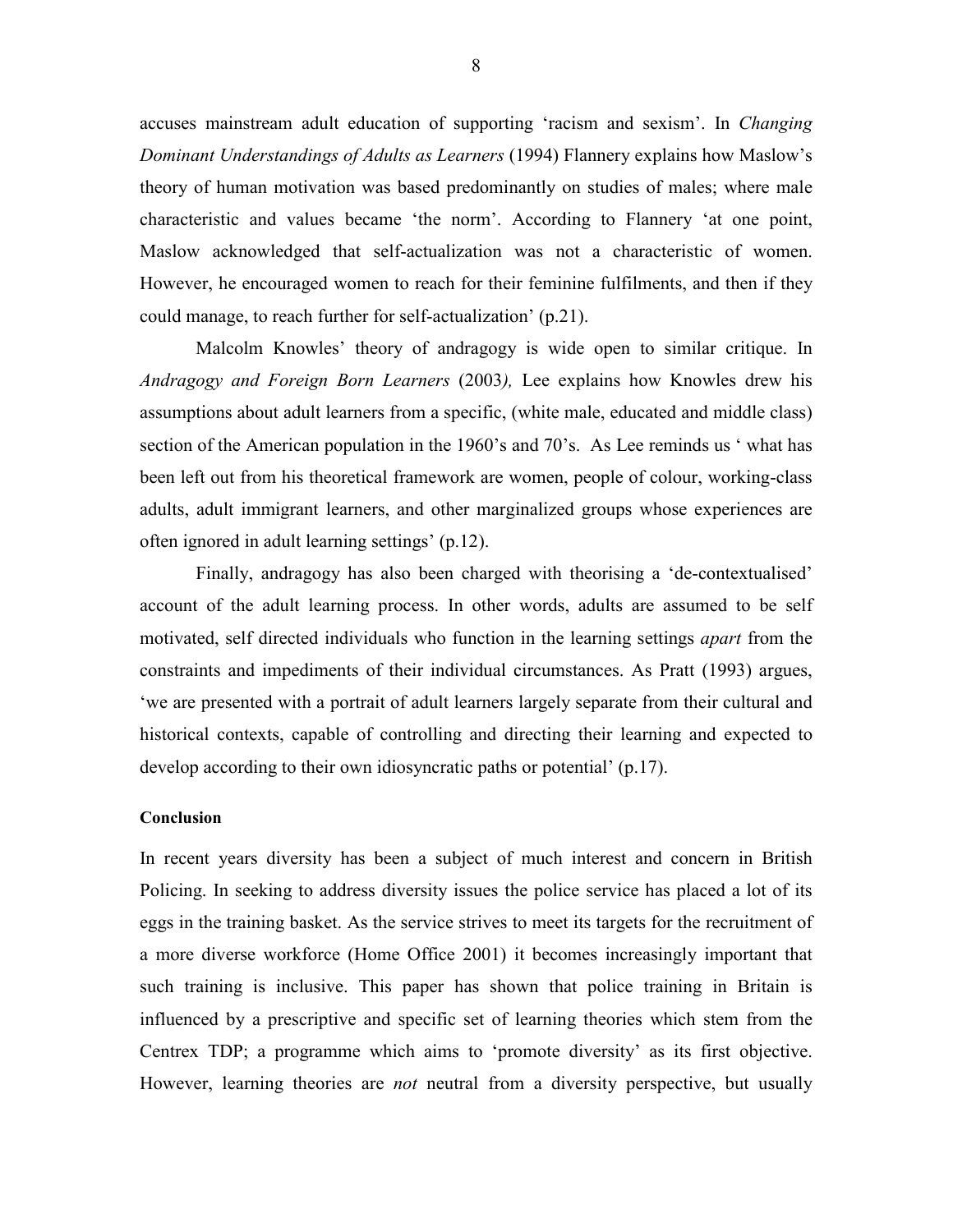accuses mainstream adult education of supporting 'racism and sexism'. In *Changing Dominant Understandings of Adults as Learners* (1994) Flannery explains how Maslow's theory of human motivation was based predominantly on studies of males; where male characteristic and values became 'the norm'. According to Flannery 'at one point, Maslow acknowledged that self-actualization was not a characteristic of women. However, he encouraged women to reach for their feminine fulfilments, and then if they could manage, to reach further for self-actualization' (p.21).

Malcolm Knowles' theory of andragogy is wide open to similar critique. In *Andragogy and Foreign Born Learners* (2003), Lee explains how Knowles drew his assumptions about adult learners from a specific, (white male, educated and middle class) section of the American population in the 1960's and 70's. As Lee reminds us ' what has been left out from his theoretical framework are women, people of colour, working-class adults, adult immigrant learners, and other marginalized groups whose experiences are often ignored in adult learning settings' (p.12).

Finally, andragogy has also been charged with theorising a 'de-contextualised' account of the adult learning process. In other words, adults are assumed to be self motivated, self directed individuals who function in the learning settings *apart* from the constraints and impediments of their individual circumstances. As Pratt (1993) argues, 'we are presented with a portrait of adult learners largely separate from their cultural and historical contexts, capable of controlling and directing their learning and expected to develop according to their own idiosyncratic paths or potential' (p.17).

**Conclusion**

In recent years diversity has been a subject of much interest and concern in British Policing. In seeking to address diversity issues the police service has placed a lot of its eggs in the training basket. As the service strives to meet its targets for the recruitment of a more diverse workforce (Home Office 2001) it becomes increasingly important that such training is inclusive. This paper has shown that police training in Britain is influenced by a prescriptive and specific set of learning theories which stem from the Centrex TDP; a programme which aims to 'promote diversity' as its first objective. However, learning theories are *not* neutral from a diversity perspective, but usually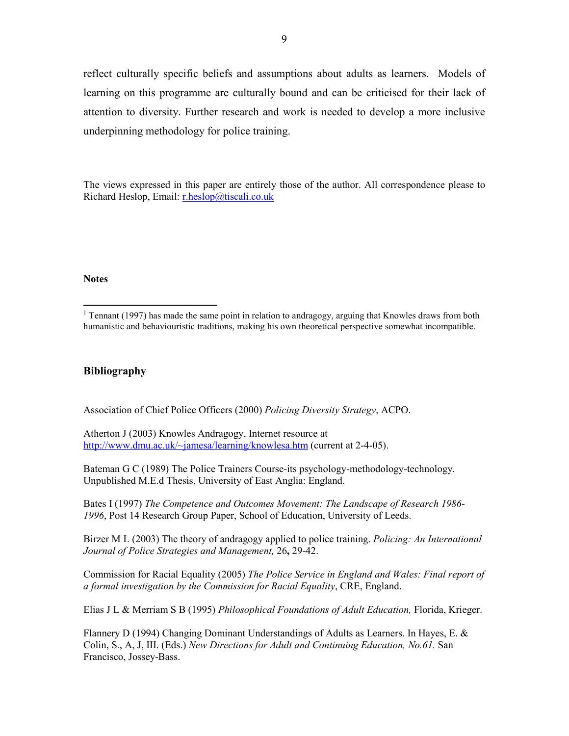reflect culturally specific beliefs and assumptions about adults as learners. Models of learning on this programme are culturally bound and can be criticised for their lack of attention to diversity. Further research and work is needed to develop a more inclusive underpinning methodology for police training.

The views expressed in this paper are entirely those of the author. All correspondence please to Richard Heslop, Email: r.heslop@tiscali.co.uk

**Notes**

[1] Tennant (1997) has made the same point in relation to andragogy, arguing that Knowles draws from both humanistic and behaviouristic traditions, making his own theoretical perspective somewhat incompatible.

## Bibliography

Association of Chief Police Officers (2000) *Policing Diversity Strategy*, ACPO.

Atherton J (2003) Knowles Andragogy, Internet resource at http://www.dmu.ac.uk/~jamesa/learning/knowlesa.htm (current at 2-4-05).

Bateman G C (1989) The Police Trainers Course-its psychology-methodology-technology. Unpublished M.E.d Thesis, University of East Anglia: England.

Bates I (1997) *The Competence and Outcomes Movement: The Landscape of Research 1986-1996*, Post 14 Research Group Paper, School of Education, University of Leeds.

Birzer M L (2003) The theory of andragogy applied to police training. *Policing: An International Journal of Police Strategies and Management,* 26**,** 29-42.

Commission for Racial Equality (2005) *The Police Service in England and Wales: Final report of a formal investigation by the Commission for Racial Equality*, CRE, England.

Elias J L & Merriam S B (1995) *Philosophical Foundations of Adult Education,* Florida, Krieger.

Flannery D (1994) Changing Dominant Understandings of Adults as Learners. In Hayes, E. & Colin, S., A, J, III. (Eds.) *New Directions for Adult and Continuing Education, No.61.* San Francisco, Jossey-Bass.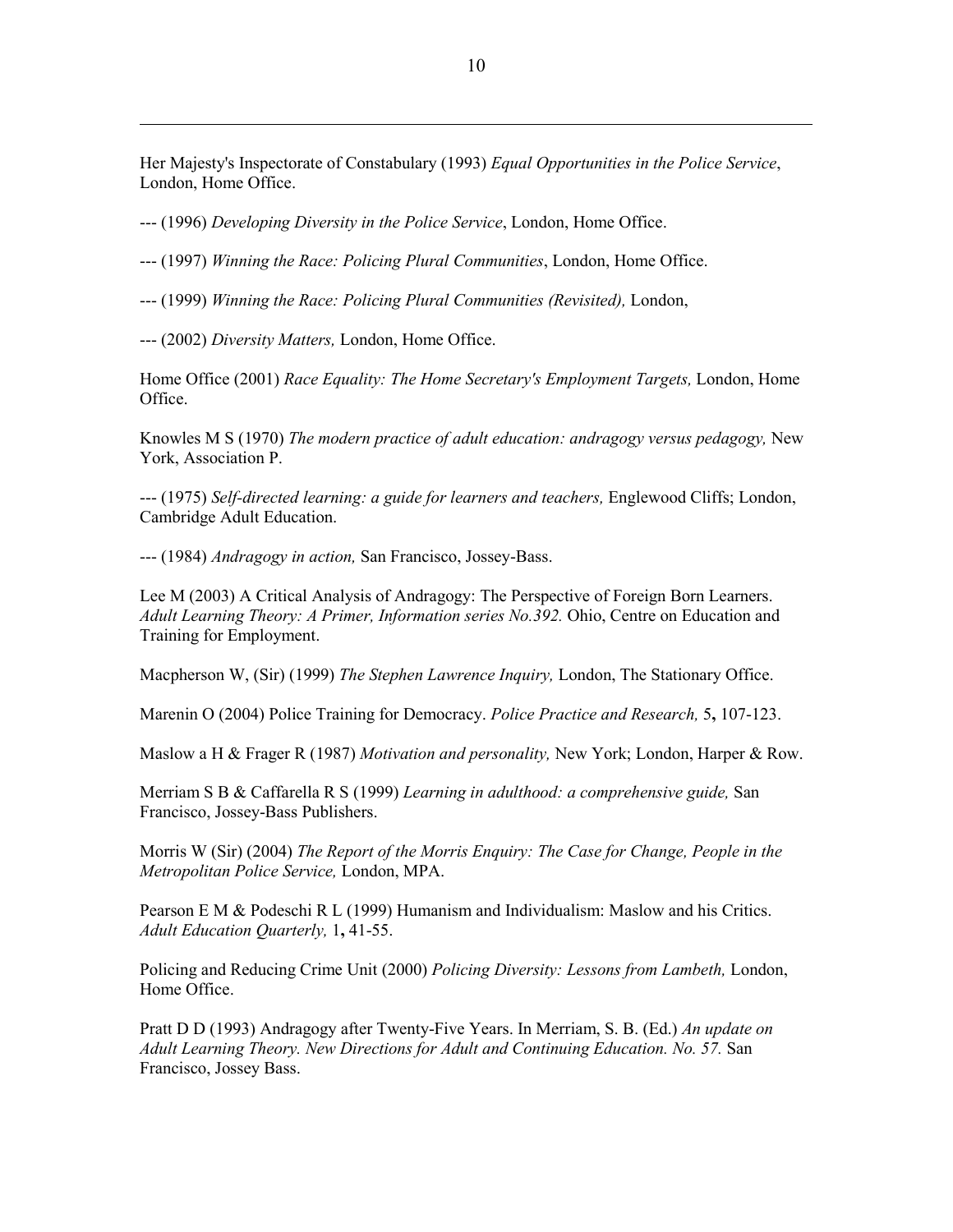Her Majesty's Inspectorate of Constabulary (1993) *Equal Opportunities in the Police Service*, London, Home Office.

--- (1996) *Developing Diversity in the Police Service*, London, Home Office.

--- (1997) *Winning the Race: Policing Plural Communities*, London, Home Office.

--- (1999) *Winning the Race: Policing Plural Communities (Revisited),* London,

--- (2002) *Diversity Matters,* London, Home Office.

Home Office (2001) *Race Equality: The Home Secretary's Employment Targets,* London, Home Office.

Knowles M S (1970) *The modern practice of adult education: andragogy versus pedagogy,* New York, Association P.

--- (1975) *Self-directed learning: a guide for learners and teachers,* Englewood Cliffs; London, Cambridge Adult Education.

--- (1984) *Andragogy in action,* San Francisco, Jossey-Bass.

Lee M (2003) A Critical Analysis of Andragogy: The Perspective of Foreign Born Learners. *Adult Learning Theory: A Primer, Information series No.392.* Ohio, Centre on Education and Training for Employment.

Macpherson W, (Sir) (1999) *The Stephen Lawrence Inquiry,* London, The Stationary Office.

Marenin O (2004) Police Training for Democracy. *Police Practice and Research,* 5**,** 107-123.

Maslow a H & Frager R (1987) *Motivation and personality,* New York; London, Harper & Row.

Merriam S B & Caffarella R S (1999) *Learning in adulthood: a comprehensive guide,* San Francisco, Jossey-Bass Publishers.

Morris W (Sir) (2004) *The Report of the Morris Enquiry: The Case for Change, People in the Metropolitan Police Service,* London, MPA.

Pearson E M & Podeschi R L (1999) Humanism and Individualism: Maslow and his Critics. *Adult Education Quarterly,* 1**,** 41-55.

Policing and Reducing Crime Unit (2000) *Policing Diversity: Lessons from Lambeth,* London, Home Office.

Pratt D D (1993) Andragogy after Twenty-Five Years. In Merriam, S. B. (Ed.) *An update on Adult Learning Theory. New Directions for Adult and Continuing Education. No. 57.* San Francisco, Jossey Bass.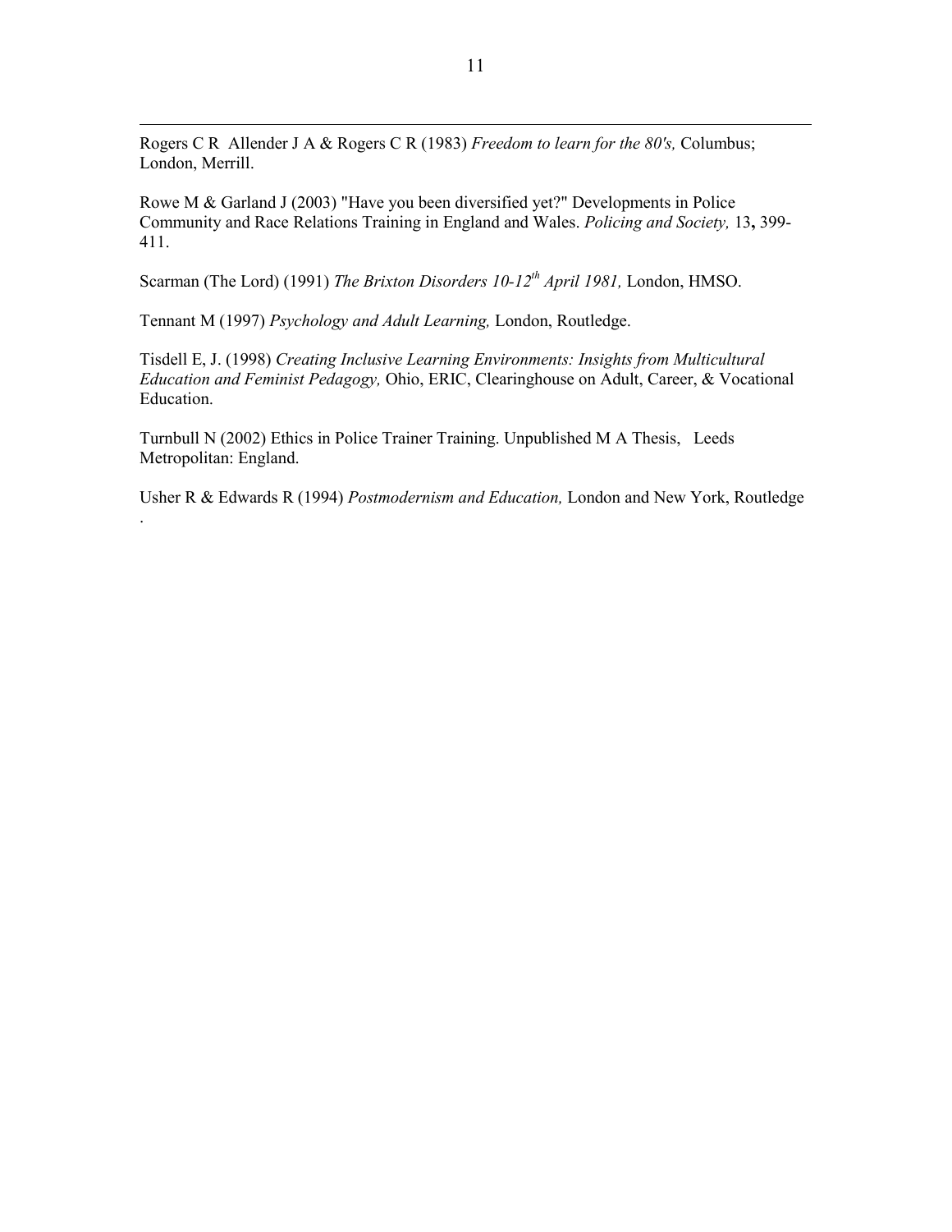Rogers C R  Allender J A & Rogers C R (1983) *Freedom to learn for the 80's,* Columbus; London, Merrill.

Rowe M & Garland J (2003) "Have you been diversified yet?" Developments in Police Community and Race Relations Training in England and Wales. *Policing and Society,* 13**,** 399-411.

Scarman (The Lord) (1991) *The Brixton Disorders 10-12th April 1981,* London, HMSO.

Tennant M (1997) *Psychology and Adult Learning,* London, Routledge.

Tisdell E, J. (1998) *Creating Inclusive Learning Environments: Insights from Multicultural Education and Feminist Pedagogy,* Ohio, ERIC, Clearinghouse on Adult, Career, & Vocational Education.

Turnbull N (2002) Ethics in Police Trainer Training. Unpublished M A Thesis,   Leeds Metropolitan: England.

Usher R & Edwards R (1994) *Postmodernism and Education,* London and New York, Routledge .